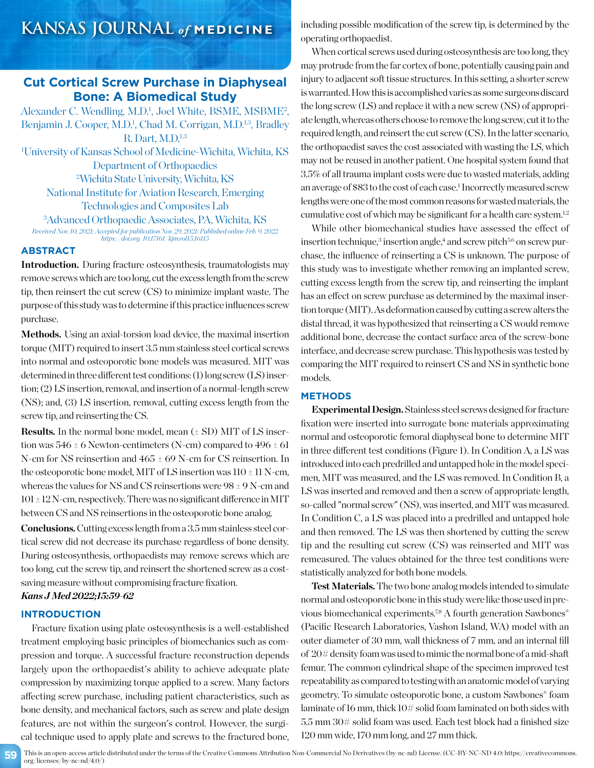# Cut Cortical Screw Purchase in Diaphyseal Bone: A Biomedical Study

Alexander C. Wendling, M.D.[1], Joel White, BSME, MSBME[2], Benjamin J. Cooper, M.D.[1], Chad M. Corrigan, M.D.[1,3], Bradley R. Dart, M.D.[1,3]

[1]University of Kansas School of Medicine-Wichita, Wichita, KS Department of Orthopaedics

[2]Wichita State University, Wichita, KS National Institute for Aviation Research, Emerging Technologies and Composites Lab

[3]Advanced Orthopaedic Associates, PA, Wichita, KS

*Received Nov. 10, 2021; Accepted for publication Nov. 29, 2021; Published online Feb. 9, 2022 https://doi.org/10.17161/kjm.vol15.16115*

## ABSTRACT

**Introduction.** During fracture osteosynthesis, traumatologists may remove screws which are too long, cut the excess length from the screw tip, then reinsert the cut screw (CS) to minimize implant waste. The purpose of this study was to determine if this practice influences screw purchase.

**Methods.** Using an axial-torsion load device, the maximal insertion torque (MIT) required to insert 3.5 mm stainless steel cortical screws into normal and osteoporotic bone models was measured. MIT was determined in three different test conditions: (1) long screw (LS) insertion; (2) LS insertion, removal, and insertion of a normal-length screw (NS); and, (3) LS insertion, removal, cutting excess length from the screw tip, and reinserting the CS.

**Results.** In the normal bone model, mean (± SD) MIT of LS insertion was 546 ± 6 Newton-centimeters (N-cm) compared to 496 ± 61 N-cm for NS reinsertion and 465 ± 69 N-cm for CS reinsertion. In the osteoporotic bone model, MIT of LS insertion was 110 ± 11 N-cm, whereas the values for NS and CS reinsertions were 98 ± 9 N-cm and 101 ± 12 N-cm, respectively. There was no significant difference in MIT between CS and NS reinsertions in the osteoporotic bone analog.

**Conclusions.** Cutting excess length from a 3.5 mm stainless steel cortical screw did not decrease its purchase regardless of bone density. During osteosynthesis, orthopaedists may remove screws which are too long, cut the screw tip, and reinsert the shortened screw as a cost-saving measure without compromising fracture fixation.

***Kans J Med 2022;15:59-62***

## INTRODUCTION

Fracture fixation using plate osteosynthesis is a well-established treatment employing basic principles of biomechanics such as compression and torque. A successful fracture reconstruction depends largely upon the orthopaedist's ability to achieve adequate plate compression by maximizing torque applied to a screw. Many factors affecting screw purchase, including patient characteristics, such as bone density, and mechanical factors, such as screw and plate design features, are not within the surgeon's control. However, the surgical technique used to apply plate and screws to the fractured bone, including possible modification of the screw tip, is determined by the operating orthopaedist.

When cortical screws used during osteosynthesis are too long, they may protrude from the far cortex of bone, potentially causing pain and injury to adjacent soft tissue structures. In this setting, a shorter screw is warranted. How this is accomplished varies as some surgeons discard the long screw (LS) and replace it with a new screw (NS) of appropriate length, whereas others choose to remove the long screw, cut it to the required length, and reinsert the cut screw (CS). In the latter scenario, the orthopaedist saves the cost associated with wasting the LS, which may not be reused in another patient. One hospital system found that 3.5% of all trauma implant costs were due to wasted materials, adding an average of \$83 to the cost of each case.[1] Incorrectly measured screw lengths were one of the most common reasons for wasted materials, the cumulative cost of which may be significant for a health care system.[1,2]

While other biomechanical studies have assessed the effect of insertion technique,[3] insertion angle,[4] and screw pitch[5,6] on screw purchase, the influence of reinserting a CS is unknown. The purpose of this study was to investigate whether removing an implanted screw, cutting excess length from the screw tip, and reinserting the implant has an effect on screw purchase as determined by the maximal insertion torque (MIT). As deformation caused by cutting a screw alters the distal thread, it was hypothesized that reinserting a CS would remove additional bone, decrease the contact surface area of the screw-bone interface, and decrease screw purchase. This hypothesis was tested by comparing the MIT required to reinsert CS and NS in synthetic bone models.

## METHODS

**Experimental Design.** Stainless steel screws designed for fracture fixation were inserted into surrogate bone materials approximating normal and osteoporotic femoral diaphyseal bone to determine MIT in three different test conditions (Figure 1). In Condition A, a LS was introduced into each predrilled and untapped hole in the model specimen, MIT was measured, and the LS was removed. In Condition B, a LS was inserted and removed and then a screw of appropriate length, so-called "normal screw" (NS), was inserted, and MIT was measured. In Condition C, a LS was placed into a predrilled and untapped hole and then removed. The LS was then shortened by cutting the screw tip and the resulting cut screw (CS) was reinserted and MIT was remeasured. The values obtained for the three test conditions were statistically analyzed for both bone models.

**Test Materials.** The two bone analog models intended to simulate normal and osteoporotic bone in this study were like those used in previous biomechanical experiments.[7,8] A fourth generation Sawbones® (Pacific Research Laboratories, Vashon Island, WA) model with an outer diameter of 30 mm, wall thickness of 7 mm, and an internal fill of 20# density foam was used to mimic the normal bone of a mid-shaft femur. The common cylindrical shape of the specimen improved test repeatability as compared to testing with an anatomic model of varying geometry. To simulate osteoporotic bone, a custom Sawbones® foam laminate of 16 mm, thick 10# solid foam laminated on both sides with 5.5 mm 30# solid foam was used. Each test block had a finished size 120 mm wide, 170 mm long, and 27 mm thick.

This is an open-access article distributed under the terms of the Creative Commons Attribution Non-Commercial No Derivatives (by-nc-nd) License. (CC-BY-NC-ND 4.0: https://creativecommons.org/licenses/by-nc-nd/4.0/)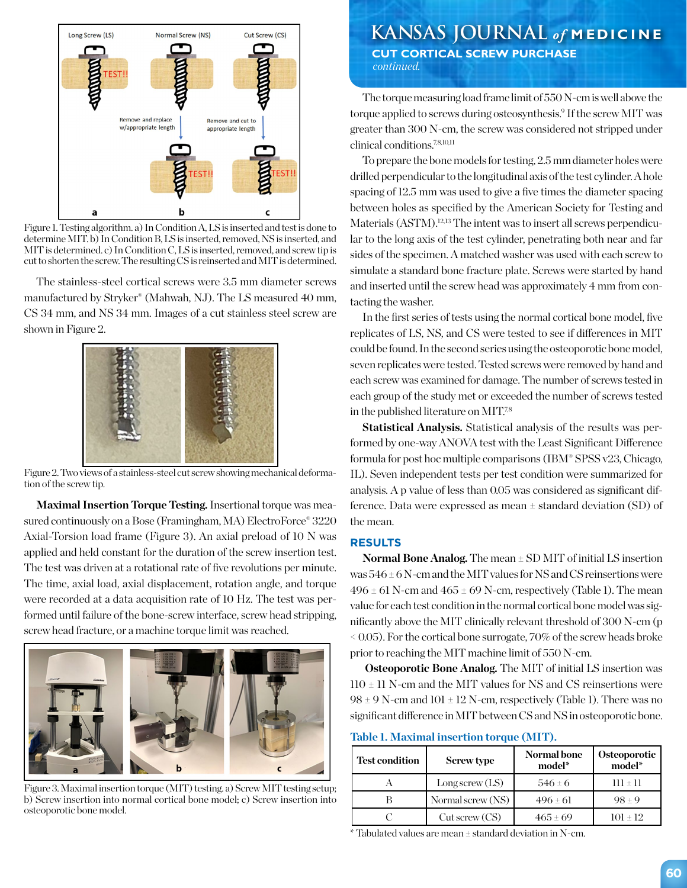Figure 1. Testing algorithm. a) In Condition A, LS is inserted and test is done to determine MIT. b) In Condition B, LS is inserted, removed, NS is inserted, and MIT is determined. c) In Condition C, LS is inserted, removed, and screw tip is cut to shorten the screw. The resulting CS is reinserted and MIT is determined.

The stainless-steel cortical screws were 3.5 mm diameter screws manufactured by Stryker® (Mahwah, NJ). The LS measured 40 mm, CS 34 mm, and NS 34 mm. Images of a cut stainless steel screw are shown in Figure 2.

Figure 2. Two views of a stainless-steel cut screw showing mechanical deformation of the screw tip.

**Maximal Insertion Torque Testing.** Insertional torque was measured continuously on a Bose (Framingham, MA) ElectroForce® 3220 Axial-Torsion load frame (Figure 3). An axial preload of 10 N was applied and held constant for the duration of the screw insertion test. The test was driven at a rotational rate of five revolutions per minute. The time, axial load, axial displacement, rotation angle, and torque were recorded at a data acquisition rate of 10 Hz. The test was performed until failure of the bone-screw interface, screw head stripping, screw head fracture, or a machine torque limit was reached.

Figure 3. Maximal insertion torque (MIT) testing. a) Screw MIT testing setup; b) Screw insertion into normal cortical bone model; c) Screw insertion into osteoporotic bone model.

The torque measuring load frame limit of 550 N-cm is well above the torque applied to screws during osteosynthesis.[9] If the screw MIT was greater than 300 N-cm, the screw was considered not stripped under clinical conditions.[7,8,10,11]

To prepare the bone models for testing, 2.5 mm diameter holes were drilled perpendicular to the longitudinal axis of the test cylinder. A hole spacing of 12.5 mm was used to give a five times the diameter spacing between holes as specified by the American Society for Testing and Materials (ASTM).[12,13] The intent was to insert all screws perpendicular to the long axis of the test cylinder, penetrating both near and far sides of the specimen. A matched washer was used with each screw to simulate a standard bone fracture plate. Screws were started by hand and inserted until the screw head was approximately 4 mm from contacting the washer.

In the first series of tests using the normal cortical bone model, five replicates of LS, NS, and CS were tested to see if differences in MIT could be found. In the second series using the osteoporotic bone model, seven replicates were tested. Tested screws were removed by hand and each screw was examined for damage. The number of screws tested in each group of the study met or exceeded the number of screws tested in the published literature on MIT.[7,8]

**Statistical Analysis.** Statistical analysis of the results was performed by one-way ANOVA test with the Least Significant Difference formula for post hoc multiple comparisons (IBM® SPSS v23, Chicago, IL). Seven independent tests per test condition were summarized for analysis. A p value of less than 0.05 was considered as significant difference. Data were expressed as mean ± standard deviation (SD) of the mean.

## RESULTS

**Normal Bone Analog.** The mean ± SD MIT of initial LS insertion was 546 ± 6 N-cm and the MIT values for NS and CS reinsertions were 496 ± 61 N-cm and 465 ± 69 N-cm, respectively (Table 1). The mean value for each test condition in the normal cortical bone model was significantly above the MIT clinically relevant threshold of 300 N-cm ($p < 0.05$). For the cortical bone surrogate, 70% of the screw heads broke prior to reaching the MIT machine limit of 550 N-cm.

**Osteoporotic Bone Analog.** The MIT of initial LS insertion was 110 ± 11 N-cm and the MIT values for NS and CS reinsertions were 98 ± 9 N-cm and 101 ± 12 N-cm, respectively (Table 1). There was no significant difference in MIT between CS and NS in osteoporotic bone.

**Table 1. Maximal insertion torque (MIT).**

| Test condition | Screw type | Normal bone model* | Osteoporotic model* |
|---|---|---|---|
| A | Long screw (LS) | 546 ± 6 | 111 ± 11 |
| B | Normal screw (NS) | 496 ± 61 | 98 ± 9 |
| C | Cut screw (CS) | 465 ± 69 | 101 ± 12 |

* Tabulated values are mean ± standard deviation in N-cm.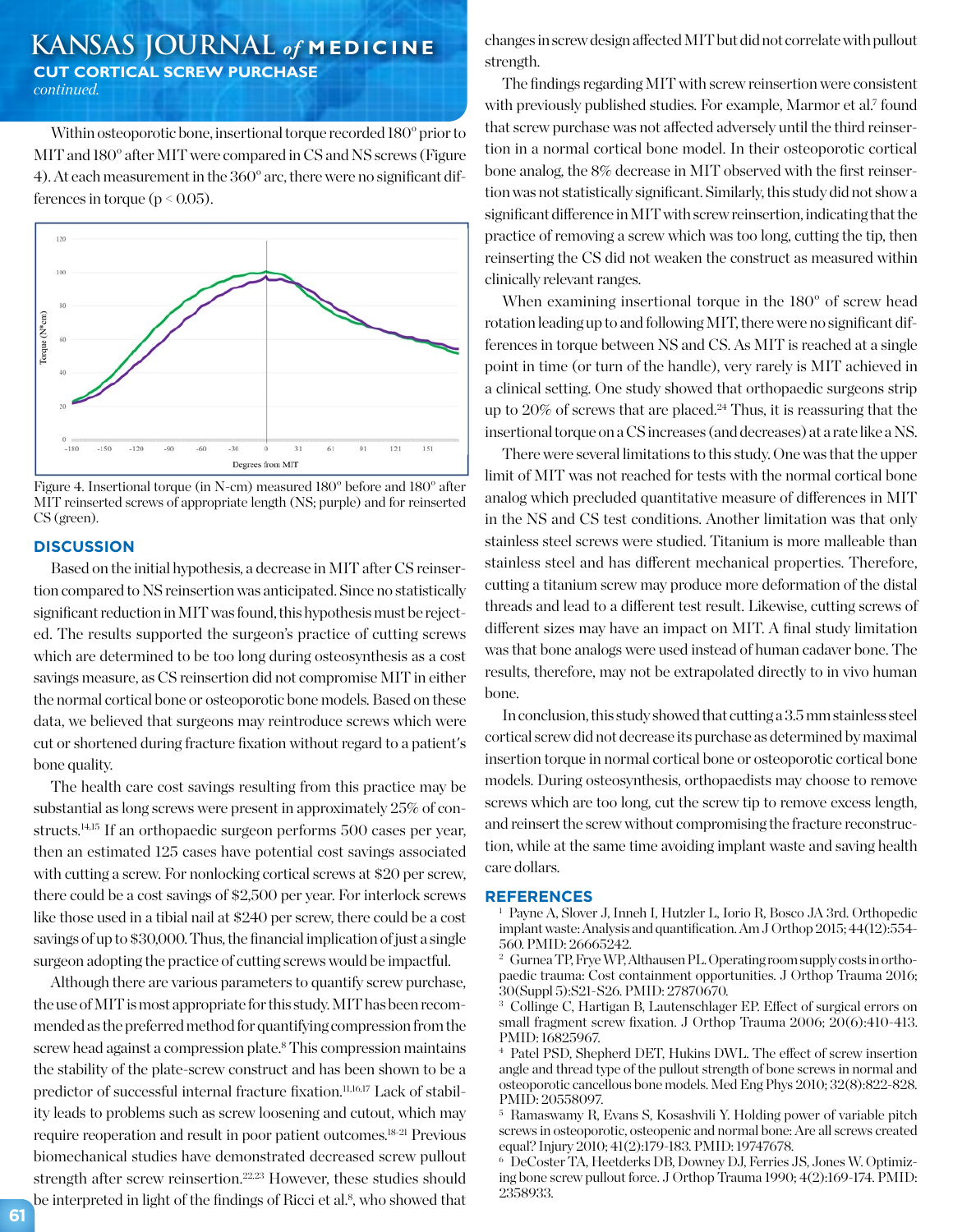Within osteoporotic bone, insertional torque recorded 180° prior to MIT and 180° after MIT were compared in CS and NS screws (Figure 4). At each measurement in the 360° arc, there were no significant differences in torque ($p < 0.05$).

Figure 4. Insertional torque (in N-cm) measured 180° before and 180° after MIT reinserted screws of appropriate length (NS; purple) and for reinserted CS (green).

## DISCUSSION

Based on the initial hypothesis, a decrease in MIT after CS reinsertion compared to NS reinsertion was anticipated. Since no statistically significant reduction in MIT was found, this hypothesis must be rejected. The results supported the surgeon's practice of cutting screws which are determined to be too long during osteosynthesis as a cost savings measure, as CS reinsertion did not compromise MIT in either the normal cortical bone or osteoporotic bone models. Based on these data, we believed that surgeons may reintroduce screws which were cut or shortened during fracture fixation without regard to a patient's bone quality.

The health care cost savings resulting from this practice may be substantial as long screws were present in approximately 25% of constructs.[14,15] If an orthopaedic surgeon performs 500 cases per year, then an estimated 125 cases have potential cost savings associated with cutting a screw. For nonlocking cortical screws at $20 per screw, there could be a cost savings of $2,500 per year. For interlock screws like those used in a tibial nail at $240 per screw, there could be a cost savings of up to $30,000. Thus, the financial implication of just a single surgeon adopting the practice of cutting screws would be impactful.

Although there are various parameters to quantify screw purchase, the use of MIT is most appropriate for this study. MIT has been recommended as the preferred method for quantifying compression from the screw head against a compression plate.[8] This compression maintains the stability of the plate-screw construct and has been shown to be a predictor of successful internal fracture fixation.[11,16,17] Lack of stability leads to problems such as screw loosening and cutout, which may require reoperation and result in poor patient outcomes.[18-21] Previous biomechanical studies have demonstrated decreased screw pullout strength after screw reinsertion.[22,23] However, these studies should be interpreted in light of the findings of Ricci et al.[8], who showed that changes in screw design affected MIT but did not correlate with pullout strength.

The findings regarding MIT with screw reinsertion were consistent with previously published studies. For example, Marmor et al.[7] found that screw purchase was not affected adversely until the third reinsertion in a normal cortical bone model. In their osteoporotic cortical bone analog, the 8% decrease in MIT observed with the first reinsertion was not statistically significant. Similarly, this study did not show a significant difference in MIT with screw reinsertion, indicating that the practice of removing a screw which was too long, cutting the tip, then reinserting the CS did not weaken the construct as measured within clinically relevant ranges.

When examining insertional torque in the 180° of screw head rotation leading up to and following MIT, there were no significant differences in torque between NS and CS. As MIT is reached at a single point in time (or turn of the handle), very rarely is MIT achieved in a clinical setting. One study showed that orthopaedic surgeons strip up to 20% of screws that are placed.[24] Thus, it is reassuring that the insertional torque on a CS increases (and decreases) at a rate like a NS.

There were several limitations to this study. One was that the upper limit of MIT was not reached for tests with the normal cortical bone analog which precluded quantitative measure of differences in MIT in the NS and CS test conditions. Another limitation was that only stainless steel screws were studied. Titanium is more malleable than stainless steel and has different mechanical properties. Therefore, cutting a titanium screw may produce more deformation of the distal threads and lead to a different test result. Likewise, cutting screws of different sizes may have an impact on MIT. A final study limitation was that bone analogs were used instead of human cadaver bone. The results, therefore, may not be extrapolated directly to in vivo human bone.

In conclusion, this study showed that cutting a 3.5 mm stainless steel cortical screw did not decrease its purchase as determined by maximal insertion torque in normal cortical bone or osteoporotic cortical bone models. During osteosynthesis, orthopaedists may choose to remove screws which are too long, cut the screw tip to remove excess length, and reinsert the screw without compromising the fracture reconstruction, while at the same time avoiding implant waste and saving health care dollars.

## REFERENCES

1. Payne A, Slover J, Inneh I, Hutzler L, Iorio R, Bosco JA 3rd. Orthopedic implant waste: Analysis and quantification. Am J Orthop 2015; 44(12):554-560. PMID: 26665242.
2. Gurnea TP, Frye WP, Althausen PL. Operating room supply costs in orthopaedic trauma: Cost containment opportunities. J Orthop Trauma 2016; 30(Suppl 5):S21-S26. PMID: 27870670.
3. Collinge C, Hartigan B, Lautenschlager EP. Effect of surgical errors on small fragment screw fixation. J Orthop Trauma 2006; 20(6):410-413. PMID: 16825967.
4. Patel PSD, Shepherd DET, Hukins DWL. The effect of screw insertion angle and thread type of the pullout strength of bone screws in normal and osteoporotic cancellous bone models. Med Eng Phys 2010; 32(8):822-828. PMID: 20558097.
5. Ramaswamy R, Evans S, Kosashvili Y. Holding power of variable pitch screws in osteoporotic, osteopenic and normal bone: Are all screws created equal? Injury 2010; 41(2):179-183. PMID: 19747678.
6. DeCoster TA, Heetderks DB, Downey DJ, Ferries JS, Jones W. Optimizing bone screw pullout force. J Orthop Trauma 1990; 4(2):169-174. PMID: 2358933.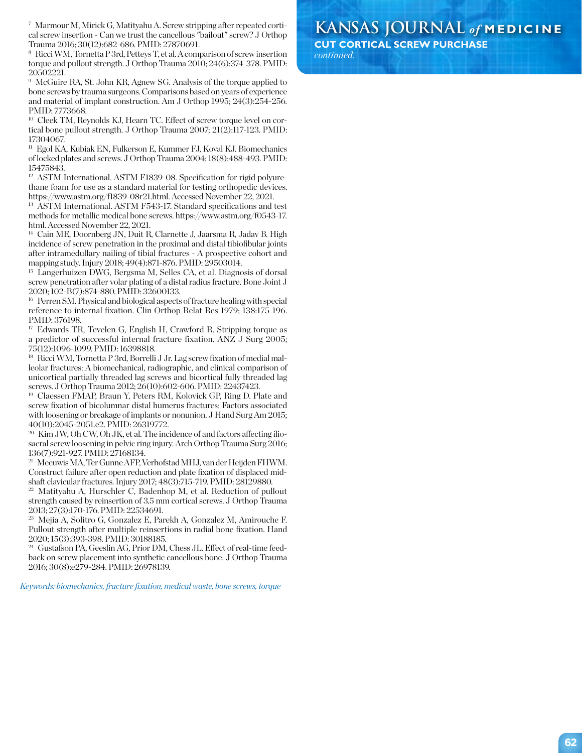[7] Marmour M, Mirick G, Matityahu A. Screw stripping after repeated cortical screw insertion - Can we trust the cancellous "bailout" screw? J Orthop Trauma 2016; 30(12):682-686. PMID: 27870691.

[8] Ricci WM, Tornetta P 3rd, Petteys T, et al. A comparison of screw insertion torque and pullout strength. J Orthop Trauma 2010; 24(6):374-378. PMID: 20502221.

[9] McGuire RA, St. John KR, Agnew SG. Analysis of the torque applied to bone screws by trauma surgeons. Comparisons based on years of experience and material of implant construction. Am J Orthop 1995; 24(3):254-256. PMID: 7773668.

[10] Cleek TM, Reynolds KJ, Hearn TC. Effect of screw torque level on cortical bone pullout strength. J Orthop Trauma 2007; 21(2):117-123. PMID: 17304067.

[11] Egol KA, Kubiak EN, Fulkerson E, Kummer FJ, Koval KJ. Biomechanics of locked plates and screws. J Orthop Trauma 2004; 18(8):488-493. PMID: 15475843.

[12] ASTM International. ASTM F1839-08. Specification for rigid polyurethane foam for use as a standard material for testing orthopedic devices. https://www.astm.org/f1839-08r21.html. Accessed November 22, 2021.

[13] ASTM International. ASTM F543-17. Standard specifications and test methods for metallic medical bone screws. https://www.astm.org/f0543-17.html. Accessed November 22, 2021.

[14] Cain ME, Doornberg JN, Duit R, Clarnette J, Jaarsma R, Jadav B. High incidence of screw penetration in the proximal and distal tibiofibular joints after intramedullary nailing of tibial fractures - A prospective cohort and mapping study. Injury 2018; 49(4):871-876. PMID: 29503014.

[15] Langerhuizen DWG, Bergsma M, Selles CA, et al. Diagnosis of dorsal screw penetration after volar plating of a distal radius fracture. Bone Joint J 2020; 102-B(7):874-880. PMID: 32600133.

[16] Perren SM. Physical and biological aspects of fracture healing with special reference to internal fixation. Clin Orthop Relat Res 1979; 138:175-196. PMID: 376198.

[17] Edwards TR, Tevelen G, English H, Crawford R. Stripping torque as a predictor of successful internal fracture fixation. ANZ J Surg 2005; 75(12):1096-1099. PMID: 16398818.

[18] Ricci WM, Tornetta P 3rd, Borrelli J Jr. Lag screw fixation of medial malleolar fractures: A biomechanical, radiographic, and clinical comparison of unicortical partially threaded lag screws and bicortical fully threaded lag screws. J Orthop Trauma 2012; 26(10):602-606. PMID: 22437423.

[19] Claessen FMAP, Braun Y, Peters RM, Kolovick GP, Ring D. Plate and screw fixation of bicolumnar distal humerus fractures: Factors associated with loosening or breakage of implants or nonunion. J Hand Surg Am 2015; 40(10):2045-2051.e2. PMID: 26319772.

[20] Kim JW, Oh CW, Oh JK, et al. The incidence of and factors affecting iliosacral screw loosening in pelvic ring injury. Arch Orthop Trauma Surg 2016; 136(7):921-927. PMID: 27168134.

[21] Meeuwis MA, Ter Gunne AFP, Verhofstad MHJ, van der Heijden FHWM. Construct failure after open reduction and plate fixation of displaced midshaft clavicular fractures. Injury 2017; 48(3):715-719. PMID: 28129880.

[22] Matityahu A, Hurschler C, Badenhop M, et al. Reduction of pullout strength caused by reinsertion of 3.5 mm cortical screws. J Orthop Trauma 2013; 27(3):170-176. PMID: 22534691.

[23] Mejia A, Solitro G, Gonzalez E, Parekh A, Gonzalez M, Amirouche F. Pullout strength after multiple reinsertions in radial bone fixation. Hand 2020; 15(3):393-398. PMID: 30188185.

[24] Gustafson PA, Geeslin AG, Prior DM, Chess JL. Effect of real-time feedback on screw placement into synthetic cancellous bone. J Orthop Trauma 2016; 30(8):e279-284. PMID: 26978139.

*Keywords: biomechanics, fracture fixation, medical waste, bone screws, torque*